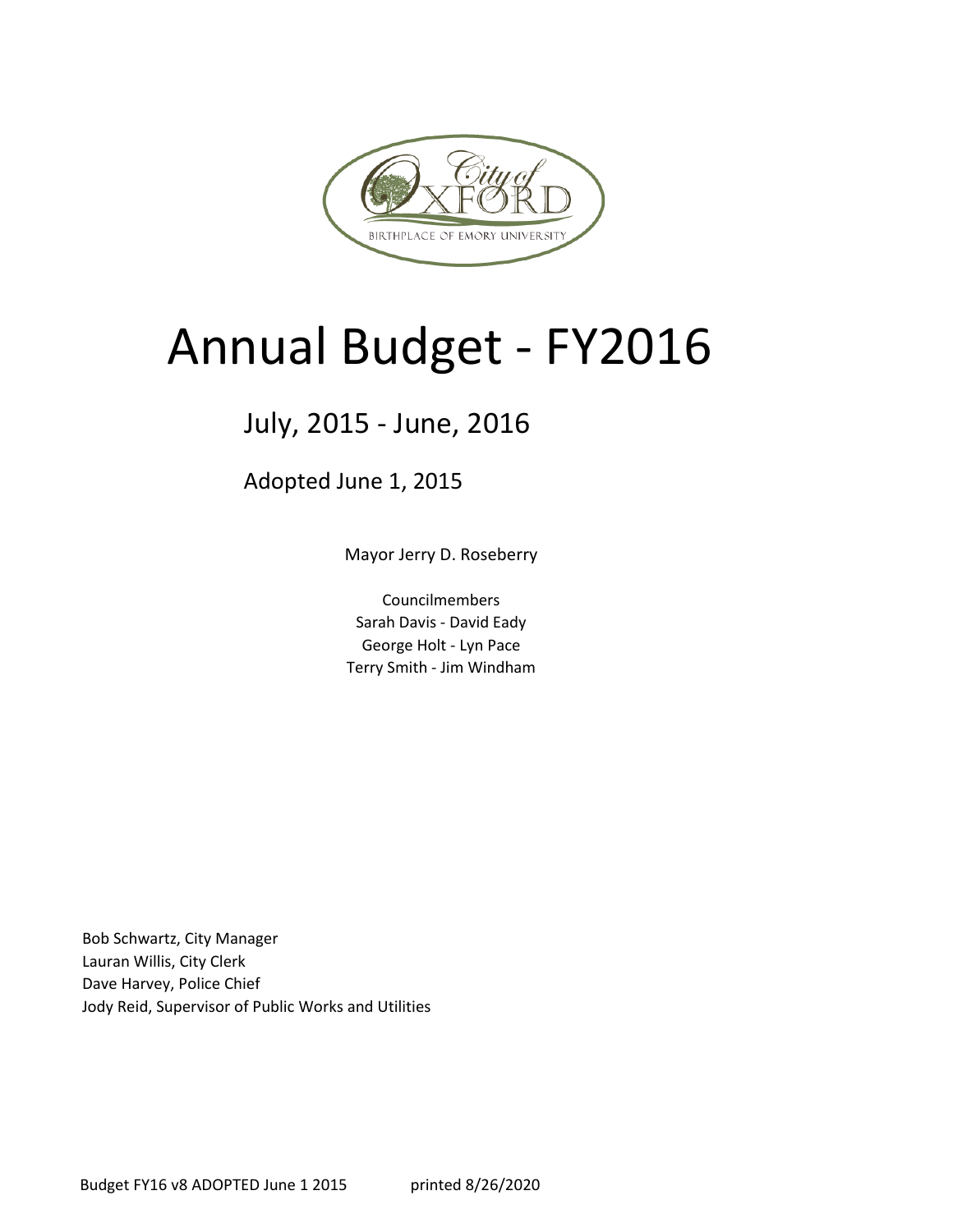# Annual Budget - FY2016

## July, 2015 - June, 2016

Adopted June 1, 2015

Mayor Jerry D. Roseberry

Councilmembers
Sarah Davis - David Eady
George Holt - Lyn Pace
Terry Smith - Jim Windham

Bob Schwartz, City Manager
Lauran Willis, City Clerk
Dave Harvey, Police Chief
Jody Reid, Supervisor of Public Works and Utilities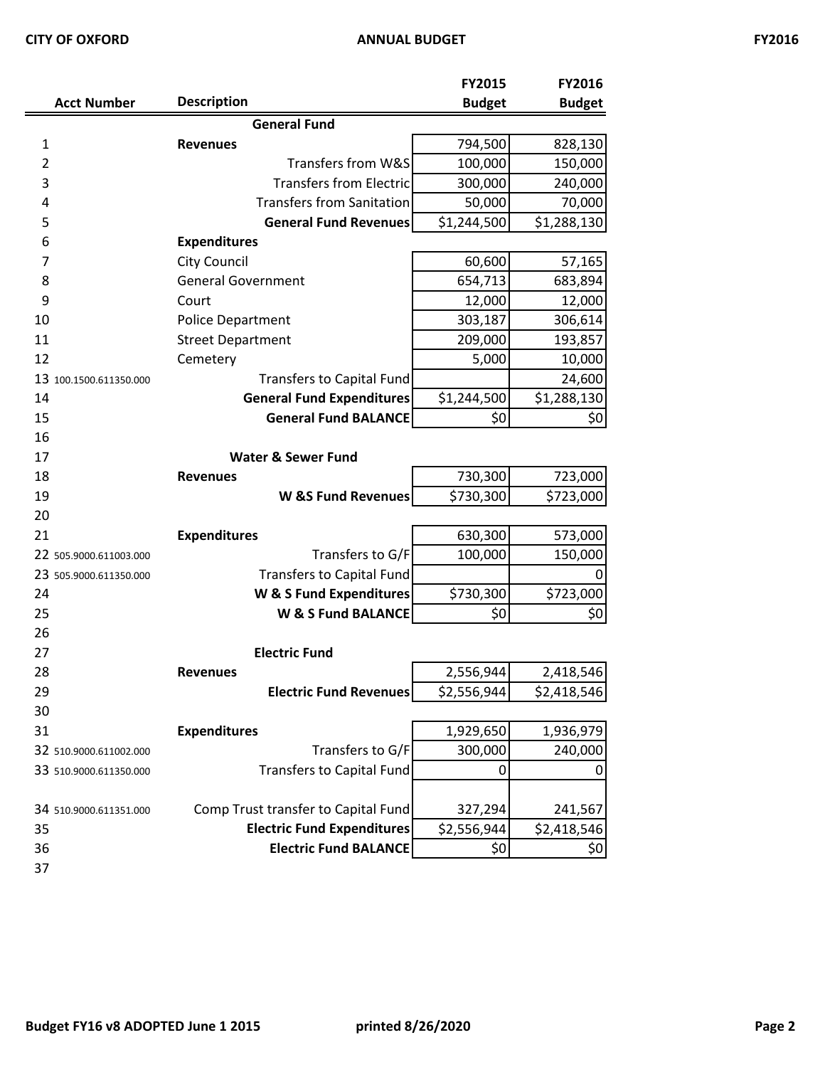| | Acct Number | Description | FY2015 Budget | FY2016 Budget |
|---|---|---|---|---|
| | | **General Fund** | | |
| 1 | | **Revenues** | 794,500 | 828,130 |
| 2 | | Transfers from W&S | 100,000 | 150,000 |
| 3 | | Transfers from Electric | 300,000 | 240,000 |
| 4 | | Transfers from Sanitation | 50,000 | 70,000 |
| 5 | | **General Fund Revenues** | $1,244,500 | $1,288,130 |
| 6 | | **Expenditures** | | |
| 7 | | City Council | 60,600 | 57,165 |
| 8 | | General Government | 654,713 | 683,894 |
| 9 | | Court | 12,000 | 12,000 |
| 10 | | Police Department | 303,187 | 306,614 |
| 11 | | Street Department | 209,000 | 193,857 |
| 12 | | Cemetery | 5,000 | 10,000 |
| 13 | 100.1500.611350.000 | Transfers to Capital Fund | | 24,600 |
| 14 | | **General Fund Expenditures** | $1,244,500 | $1,288,130 |
| 15 | | **General Fund BALANCE** | $0 | $0 |
| 16 | | | | |
| 17 | | **Water & Sewer Fund** | | |
| 18 | | **Revenues** | 730,300 | 723,000 |
| 19 | | **W &S Fund Revenues** | $730,300 | $723,000 |
| 20 | | | | |
| 21 | | **Expenditures** | 630,300 | 573,000 |
| 22 | 505.9000.611003.000 | Transfers to G/F | 100,000 | 150,000 |
| 23 | 505.9000.611350.000 | Transfers to Capital Fund | | 0 |
| 24 | | **W & S Fund Expenditures** | $730,300 | $723,000 |
| 25 | | **W & S Fund BALANCE** | $0 | $0 |
| 26 | | | | |
| 27 | | **Electric Fund** | | |
| 28 | | **Revenues** | 2,556,944 | 2,418,546 |
| 29 | | **Electric Fund Revenues** | $2,556,944 | $2,418,546 |
| 30 | | | | |
| 31 | | **Expenditures** | 1,929,650 | 1,936,979 |
| 32 | 510.9000.611002.000 | Transfers to G/F | 300,000 | 240,000 |
| 33 | 510.9000.611350.000 | Transfers to Capital Fund | 0 | 0 |
| 34 | 510.9000.611351.000 | Comp Trust transfer to Capital Fund | 327,294 | 241,567 |
| 35 | | **Electric Fund Expenditures** | $2,556,944 | $2,418,546 |
| 36 | | **Electric Fund BALANCE** | $0 | $0 |
| 37 | | | | |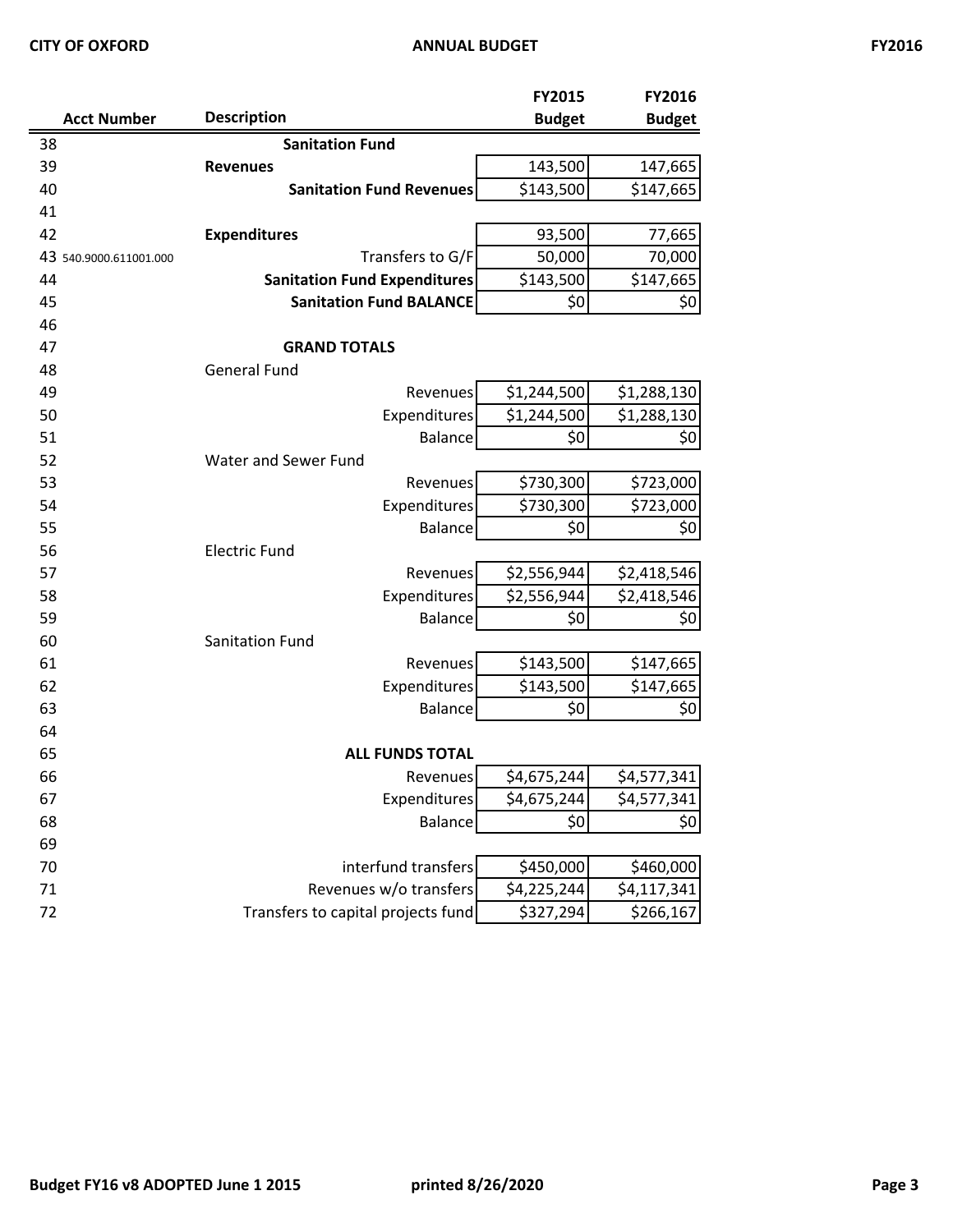| | Acct Number | Description | FY2015 Budget | FY2016 Budget |
|---|---|---|---|---|
| 38 | | **Sanitation Fund** | | |
| 39 | | **Revenues** | 143,500 | 147,665 |
| 40 | | **Sanitation Fund Revenues** | $143,500 | $147,665 |
| 41 | | | | |
| 42 | | **Expenditures** | 93,500 | 77,665 |
| 43 | 540.9000.611001.000 | Transfers to G/F | 50,000 | 70,000 |
| 44 | | **Sanitation Fund Expenditures** | $143,500 | $147,665 |
| 45 | | **Sanitation Fund BALANCE** | $0 | $0 |
| 46 | | | | |
| 47 | | **GRAND TOTALS** | | |
| 48 | | General Fund | | |
| 49 | | Revenues | $1,244,500 | $1,288,130 |
| 50 | | Expenditures | $1,244,500 | $1,288,130 |
| 51 | | Balance | $0 | $0 |
| 52 | | Water and Sewer Fund | | |
| 53 | | Revenues | $730,300 | $723,000 |
| 54 | | Expenditures | $730,300 | $723,000 |
| 55 | | Balance | $0 | $0 |
| 56 | | Electric Fund | | |
| 57 | | Revenues | $2,556,944 | $2,418,546 |
| 58 | | Expenditures | $2,556,944 | $2,418,546 |
| 59 | | Balance | $0 | $0 |
| 60 | | Sanitation Fund | | |
| 61 | | Revenues | $143,500 | $147,665 |
| 62 | | Expenditures | $143,500 | $147,665 |
| 63 | | Balance | $0 | $0 |
| 64 | | | | |
| 65 | | **ALL FUNDS TOTAL** | | |
| 66 | | Revenues | $4,675,244 | $4,577,341 |
| 67 | | Expenditures | $4,675,244 | $4,577,341 |
| 68 | | Balance | $0 | $0 |
| 69 | | | | |
| 70 | | interfund transfers | $450,000 | $460,000 |
| 71 | | Revenues w/o transfers | $4,225,244 | $4,117,341 |
| 72 | | Transfers to capital projects fund | $327,294 | $266,167 |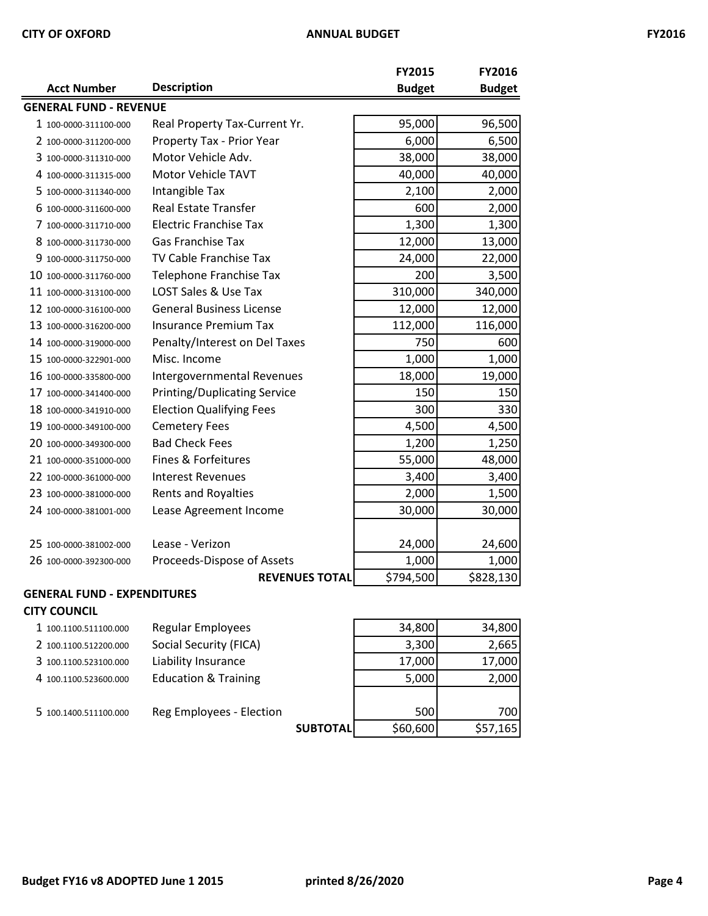| | Acct Number | Description | FY2015 Budget | FY2016 Budget |
|---|---|---|---|---|
| **GENERAL FUND - REVENUE** | | | | |
| 1 | 100-0000-311100-000 | Real Property Tax-Current Yr. | 95,000 | 96,500 |
| 2 | 100-0000-311200-000 | Property Tax - Prior Year | 6,000 | 6,500 |
| 3 | 100-0000-311310-000 | Motor Vehicle Adv. | 38,000 | 38,000 |
| 4 | 100-0000-311315-000 | Motor Vehicle TAVT | 40,000 | 40,000 |
| 5 | 100-0000-311340-000 | Intangible Tax | 2,100 | 2,000 |
| 6 | 100-0000-311600-000 | Real Estate Transfer | 600 | 2,000 |
| 7 | 100-0000-311710-000 | Electric Franchise Tax | 1,300 | 1,300 |
| 8 | 100-0000-311730-000 | Gas Franchise Tax | 12,000 | 13,000 |
| 9 | 100-0000-311750-000 | TV Cable Franchise Tax | 24,000 | 22,000 |
| 10 | 100-0000-311760-000 | Telephone Franchise Tax | 200 | 3,500 |
| 11 | 100-0000-313100-000 | LOST Sales & Use Tax | 310,000 | 340,000 |
| 12 | 100-0000-316100-000 | General Business License | 12,000 | 12,000 |
| 13 | 100-0000-316200-000 | Insurance Premium Tax | 112,000 | 116,000 |
| 14 | 100-0000-319000-000 | Penalty/Interest on Del Taxes | 750 | 600 |
| 15 | 100-0000-322901-000 | Misc. Income | 1,000 | 1,000 |
| 16 | 100-0000-335800-000 | Intergovernmental Revenues | 18,000 | 19,000 |
| 17 | 100-0000-341400-000 | Printing/Duplicating Service | 150 | 150 |
| 18 | 100-0000-341910-000 | Election Qualifying Fees | 300 | 330 |
| 19 | 100-0000-349100-000 | Cemetery Fees | 4,500 | 4,500 |
| 20 | 100-0000-349300-000 | Bad Check Fees | 1,200 | 1,250 |
| 21 | 100-0000-351000-000 | Fines & Forfeitures | 55,000 | 48,000 |
| 22 | 100-0000-361000-000 | Interest Revenues | 3,400 | 3,400 |
| 23 | 100-0000-381000-000 | Rents and Royalties | 2,000 | 1,500 |
| 24 | 100-0000-381001-000 | Lease Agreement Income | 30,000 | 30,000 |
| 25 | 100-0000-381002-000 | Lease - Verizon | 24,000 | 24,600 |
| 26 | 100-0000-392300-000 | Proceeds-Dispose of Assets | 1,000 | 1,000 |
| | | **REVENUES TOTAL** | $794,500 | $828,130 |
| **GENERAL FUND - EXPENDITURES** | | | | |
| **CITY COUNCIL** | | | | |
| 1 | 100.1100.511100.000 | Regular Employees | 34,800 | 34,800 |
| 2 | 100.1100.512200.000 | Social Security (FICA) | 3,300 | 2,665 |
| 3 | 100.1100.523100.000 | Liability Insurance | 17,000 | 17,000 |
| 4 | 100.1100.523600.000 | Education & Training | 5,000 | 2,000 |
| 5 | 100.1400.511100.000 | Reg Employees - Election | 500 | 700 |
| | | **SUBTOTAL** | $60,600 | $57,165 |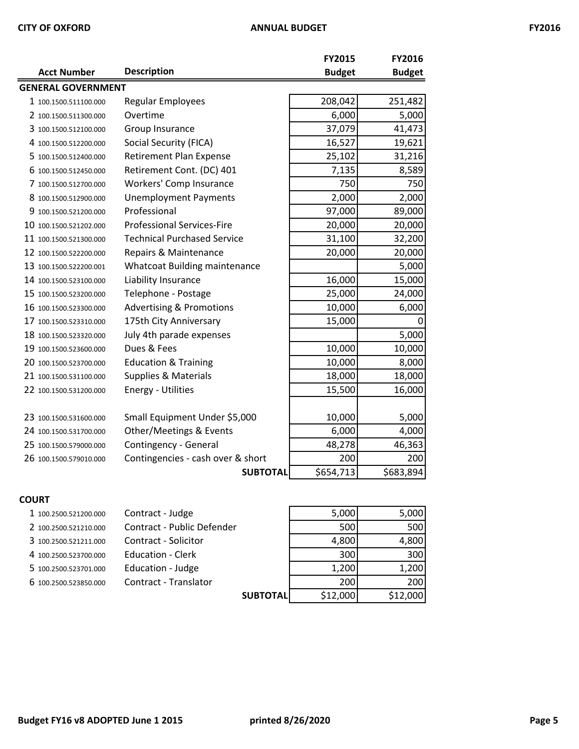| | Acct Number | Description | FY2015 Budget | FY2016 Budget |
|---|---|---|---|---|
| **GENERAL GOVERNMENT** | | | | |
| 1 | 100.1500.511100.000 | Regular Employees | 208,042 | 251,482 |
| 2 | 100.1500.511300.000 | Overtime | 6,000 | 5,000 |
| 3 | 100.1500.512100.000 | Group Insurance | 37,079 | 41,473 |
| 4 | 100.1500.512200.000 | Social Security (FICA) | 16,527 | 19,621 |
| 5 | 100.1500.512400.000 | Retirement Plan Expense | 25,102 | 31,216 |
| 6 | 100.1500.512450.000 | Retirement Cont. (DC) 401 | 7,135 | 8,589 |
| 7 | 100.1500.512700.000 | Workers' Comp Insurance | 750 | 750 |
| 8 | 100.1500.512900.000 | Unemployment Payments | 2,000 | 2,000 |
| 9 | 100.1500.521200.000 | Professional | 97,000 | 89,000 |
| 10 | 100.1500.521202.000 | Professional Services-Fire | 20,000 | 20,000 |
| 11 | 100.1500.521300.000 | Technical Purchased Service | 31,100 | 32,200 |
| 12 | 100.1500.522200.000 | Repairs & Maintenance | 20,000 | 20,000 |
| 13 | 100.1500.522200.001 | Whatcoat Building maintenance | | 5,000 |
| 14 | 100.1500.523100.000 | Liability Insurance | 16,000 | 15,000 |
| 15 | 100.1500.523200.000 | Telephone - Postage | 25,000 | 24,000 |
| 16 | 100.1500.523300.000 | Advertising & Promotions | 10,000 | 6,000 |
| 17 | 100.1500.523310.000 | 175th City Anniversary | 15,000 | 0 |
| 18 | 100.1500.523320.000 | July 4th parade expenses | | 5,000 |
| 19 | 100.1500.523600.000 | Dues & Fees | 10,000 | 10,000 |
| 20 | 100.1500.523700.000 | Education & Training | 10,000 | 8,000 |
| 21 | 100.1500.531100.000 | Supplies & Materials | 18,000 | 18,000 |
| 22 | 100.1500.531200.000 | Energy - Utilities | 15,500 | 16,000 |
| 23 | 100.1500.531600.000 | Small Equipment Under $5,000 | 10,000 | 5,000 |
| 24 | 100.1500.531700.000 | Other/Meetings & Events | 6,000 | 4,000 |
| 25 | 100.1500.579000.000 | Contingency - General | 48,278 | 46,363 |
| 26 | 100.1500.579010.000 | Contingencies - cash over & short | 200 | 200 |
| | | **SUBTOTAL** | $654,713 | $683,894 |

| | Acct Number | Description | FY2015 Budget | FY2016 Budget |
|---|---|---|---|---|
| **COURT** | | | | |
| 1 | 100.2500.521200.000 | Contract - Judge | 5,000 | 5,000 |
| 2 | 100.2500.521210.000 | Contract - Public Defender | 500 | 500 |
| 3 | 100.2500.521211.000 | Contract - Solicitor | 4,800 | 4,800 |
| 4 | 100.2500.523700.000 | Education - Clerk | 300 | 300 |
| 5 | 100.2500.523701.000 | Education - Judge | 1,200 | 1,200 |
| 6 | 100.2500.523850.000 | Contract - Translator | 200 | 200 |
| | | **SUBTOTAL** | $12,000 | $12,000 |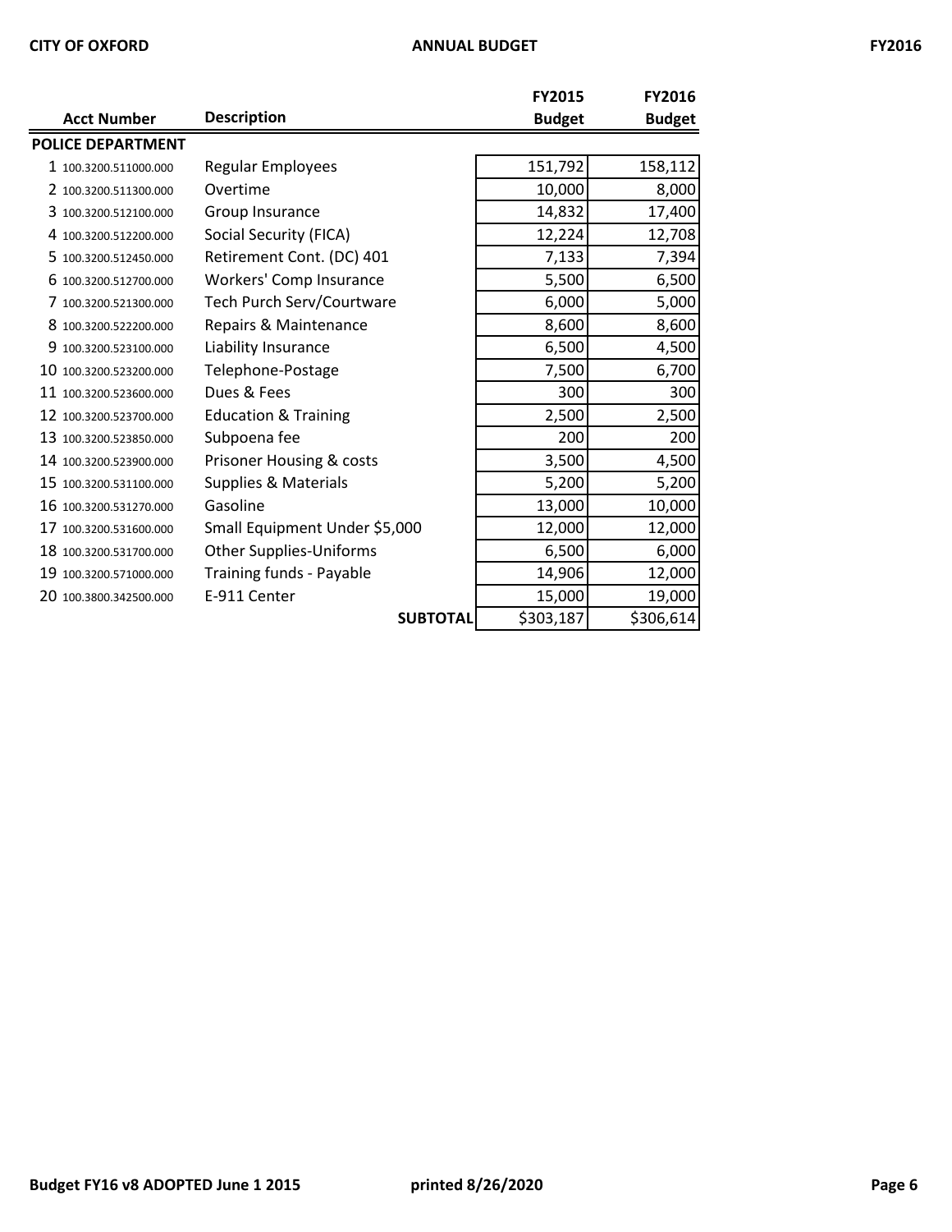| | Acct Number | Description | FY2015 Budget | FY2016 Budget |
|---|---|---|---|---|
| **POLICE DEPARTMENT** | | | | |
| 1 | 100.3200.511000.000 | Regular Employees | 151,792 | 158,112 |
| 2 | 100.3200.511300.000 | Overtime | 10,000 | 8,000 |
| 3 | 100.3200.512100.000 | Group Insurance | 14,832 | 17,400 |
| 4 | 100.3200.512200.000 | Social Security (FICA) | 12,224 | 12,708 |
| 5 | 100.3200.512450.000 | Retirement Cont. (DC) 401 | 7,133 | 7,394 |
| 6 | 100.3200.512700.000 | Workers' Comp Insurance | 5,500 | 6,500 |
| 7 | 100.3200.521300.000 | Tech Purch Serv/Courtware | 6,000 | 5,000 |
| 8 | 100.3200.522200.000 | Repairs & Maintenance | 8,600 | 8,600 |
| 9 | 100.3200.523100.000 | Liability Insurance | 6,500 | 4,500 |
| 10 | 100.3200.523200.000 | Telephone-Postage | 7,500 | 6,700 |
| 11 | 100.3200.523600.000 | Dues & Fees | 300 | 300 |
| 12 | 100.3200.523700.000 | Education & Training | 2,500 | 2,500 |
| 13 | 100.3200.523850.000 | Subpoena fee | 200 | 200 |
| 14 | 100.3200.523900.000 | Prisoner Housing & costs | 3,500 | 4,500 |
| 15 | 100.3200.531100.000 | Supplies & Materials | 5,200 | 5,200 |
| 16 | 100.3200.531270.000 | Gasoline | 13,000 | 10,000 |
| 17 | 100.3200.531600.000 | Small Equipment Under $5,000 | 12,000 | 12,000 |
| 18 | 100.3200.531700.000 | Other Supplies-Uniforms | 6,500 | 6,000 |
| 19 | 100.3200.571000.000 | Training funds - Payable | 14,906 | 12,000 |
| 20 | 100.3800.342500.000 | E-911 Center | 15,000 | 19,000 |
| | | **SUBTOTAL** | $303,187 | $306,614 |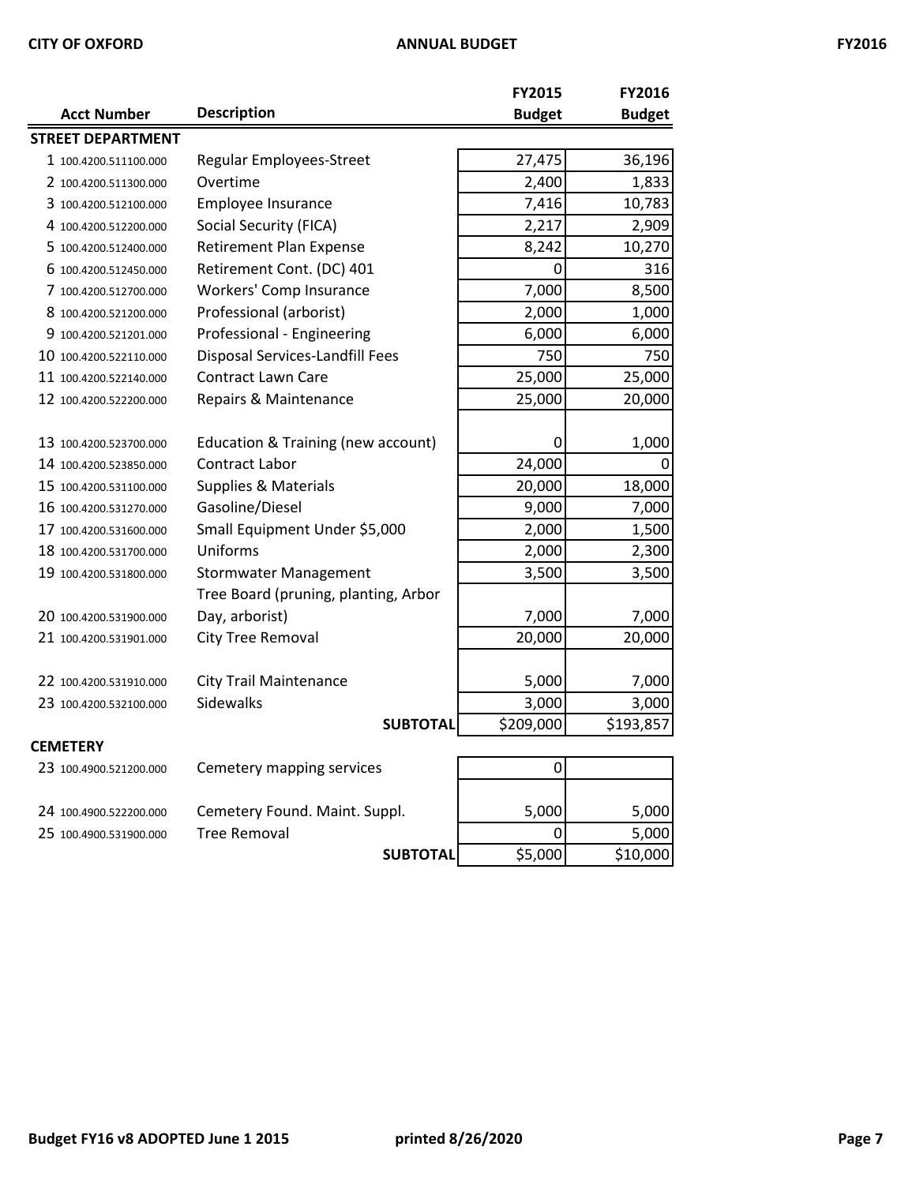| | Acct Number | Description | FY2015 Budget | FY2016 Budget |
|---|---|---|---|---|
| **STREET DEPARTMENT** | | | | |
| 1 | 100.4200.511100.000 | Regular Employees-Street | 27,475 | 36,196 |
| 2 | 100.4200.511300.000 | Overtime | 2,400 | 1,833 |
| 3 | 100.4200.512100.000 | Employee Insurance | 7,416 | 10,783 |
| 4 | 100.4200.512200.000 | Social Security (FICA) | 2,217 | 2,909 |
| 5 | 100.4200.512400.000 | Retirement Plan Expense | 8,242 | 10,270 |
| 6 | 100.4200.512450.000 | Retirement Cont. (DC) 401 | 0 | 316 |
| 7 | 100.4200.512700.000 | Workers' Comp Insurance | 7,000 | 8,500 |
| 8 | 100.4200.521200.000 | Professional (arborist) | 2,000 | 1,000 |
| 9 | 100.4200.521201.000 | Professional - Engineering | 6,000 | 6,000 |
| 10 | 100.4200.522110.000 | Disposal Services-Landfill Fees | 750 | 750 |
| 11 | 100.4200.522140.000 | Contract Lawn Care | 25,000 | 25,000 |
| 12 | 100.4200.522200.000 | Repairs & Maintenance | 25,000 | 20,000 |
| 13 | 100.4200.523700.000 | Education & Training (new account) | 0 | 1,000 |
| 14 | 100.4200.523850.000 | Contract Labor | 24,000 | 0 |
| 15 | 100.4200.531100.000 | Supplies & Materials | 20,000 | 18,000 |
| 16 | 100.4200.531270.000 | Gasoline/Diesel | 9,000 | 7,000 |
| 17 | 100.4200.531600.000 | Small Equipment Under $5,000 | 2,000 | 1,500 |
| 18 | 100.4200.531700.000 | Uniforms | 2,000 | 2,300 |
| 19 | 100.4200.531800.000 | Stormwater Management | 3,500 | 3,500 |
| 20 | 100.4200.531900.000 | Tree Board (pruning, planting, Arbor Day, arborist) | 7,000 | 7,000 |
| 21 | 100.4200.531901.000 | City Tree Removal | 20,000 | 20,000 |
| 22 | 100.4200.531910.000 | City Trail Maintenance | 5,000 | 7,000 |
| 23 | 100.4200.532100.000 | Sidewalks | 3,000 | 3,000 |
| | | **SUBTOTAL** | $209,000 | $193,857 |
| **CEMETERY** | | | | |
| 23 | 100.4900.521200.000 | Cemetery mapping services | 0 | |
| 24 | 100.4900.522200.000 | Cemetery Found. Maint. Suppl. | 5,000 | 5,000 |
| 25 | 100.4900.531900.000 | Tree Removal | 0 | 5,000 |
| | | **SUBTOTAL** | $5,000 | $10,000 |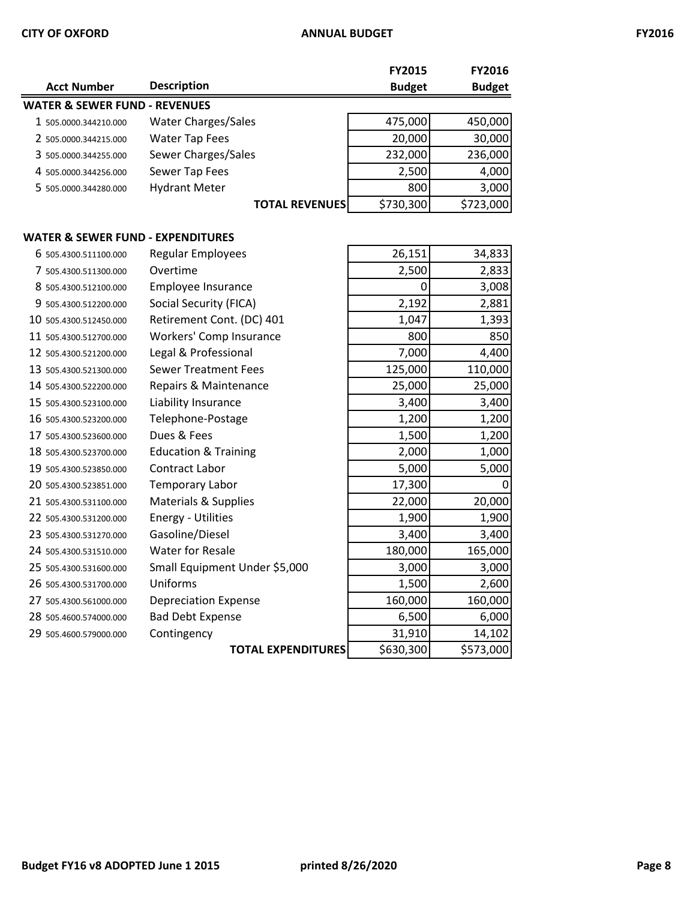| | Acct Number | Description | FY2015 Budget | FY2016 Budget |
|---|---|---|---|---|
| **WATER & SEWER FUND - REVENUES** | | | | |
| 1 | 505.0000.344210.000 | Water Charges/Sales | 475,000 | 450,000 |
| 2 | 505.0000.344215.000 | Water Tap Fees | 20,000 | 30,000 |
| 3 | 505.0000.344255.000 | Sewer Charges/Sales | 232,000 | 236,000 |
| 4 | 505.0000.344256.000 | Sewer Tap Fees | 2,500 | 4,000 |
| 5 | 505.0000.344280.000 | Hydrant Meter | 800 | 3,000 |
| | | **TOTAL REVENUES** | $730,300 | $723,000 |
| **WATER & SEWER FUND - EXPENDITURES** | | | | |
| 6 | 505.4300.511100.000 | Regular Employees | 26,151 | 34,833 |
| 7 | 505.4300.511300.000 | Overtime | 2,500 | 2,833 |
| 8 | 505.4300.512100.000 | Employee Insurance | 0 | 3,008 |
| 9 | 505.4300.512200.000 | Social Security (FICA) | 2,192 | 2,881 |
| 10 | 505.4300.512450.000 | Retirement Cont. (DC) 401 | 1,047 | 1,393 |
| 11 | 505.4300.512700.000 | Workers' Comp Insurance | 800 | 850 |
| 12 | 505.4300.521200.000 | Legal & Professional | 7,000 | 4,400 |
| 13 | 505.4300.521300.000 | Sewer Treatment Fees | 125,000 | 110,000 |
| 14 | 505.4300.522200.000 | Repairs & Maintenance | 25,000 | 25,000 |
| 15 | 505.4300.523100.000 | Liability Insurance | 3,400 | 3,400 |
| 16 | 505.4300.523200.000 | Telephone-Postage | 1,200 | 1,200 |
| 17 | 505.4300.523600.000 | Dues & Fees | 1,500 | 1,200 |
| 18 | 505.4300.523700.000 | Education & Training | 2,000 | 1,000 |
| 19 | 505.4300.523850.000 | Contract Labor | 5,000 | 5,000 |
| 20 | 505.4300.523851.000 | Temporary Labor | 17,300 | 0 |
| 21 | 505.4300.531100.000 | Materials & Supplies | 22,000 | 20,000 |
| 22 | 505.4300.531200.000 | Energy - Utilities | 1,900 | 1,900 |
| 23 | 505.4300.531270.000 | Gasoline/Diesel | 3,400 | 3,400 |
| 24 | 505.4300.531510.000 | Water for Resale | 180,000 | 165,000 |
| 25 | 505.4300.531600.000 | Small Equipment Under $5,000 | 3,000 | 3,000 |
| 26 | 505.4300.531700.000 | Uniforms | 1,500 | 2,600 |
| 27 | 505.4300.561000.000 | Depreciation Expense | 160,000 | 160,000 |
| 28 | 505.4600.574000.000 | Bad Debt Expense | 6,500 | 6,000 |
| 29 | 505.4600.579000.000 | Contingency | 31,910 | 14,102 |
| | | **TOTAL EXPENDITURES** | $630,300 | $573,000 |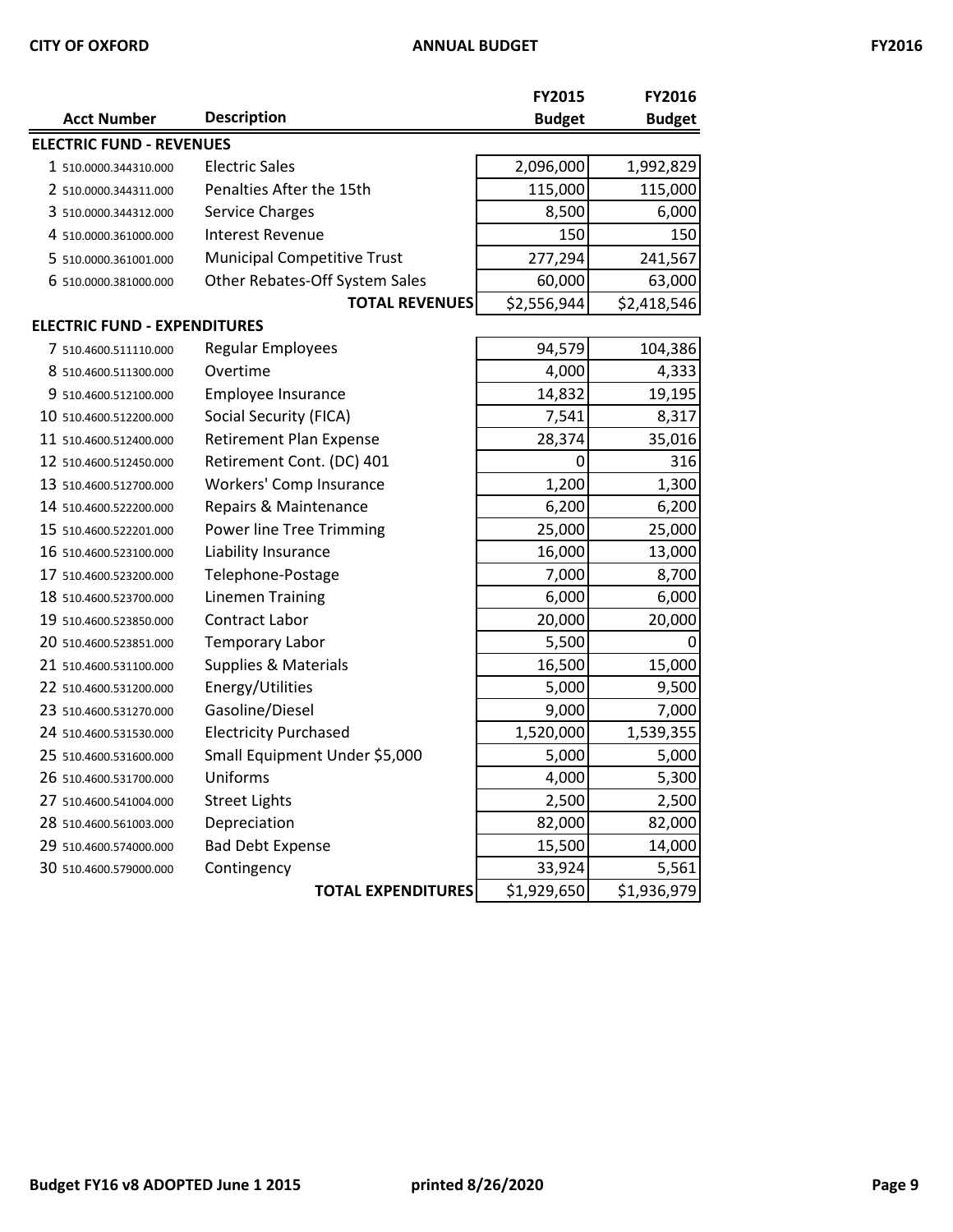| | Acct Number | Description | FY2015 Budget | FY2016 Budget |
|---|---|---|---|---|
| **ELECTRIC FUND - REVENUES** | | | | |
| 1 | 510.0000.344310.000 | Electric Sales | 2,096,000 | 1,992,829 |
| 2 | 510.0000.344311.000 | Penalties After the 15th | 115,000 | 115,000 |
| 3 | 510.0000.344312.000 | Service Charges | 8,500 | 6,000 |
| 4 | 510.0000.361000.000 | Interest Revenue | 150 | 150 |
| 5 | 510.0000.361001.000 | Municipal Competitive Trust | 277,294 | 241,567 |
| 6 | 510.0000.381000.000 | Other Rebates-Off System Sales | 60,000 | 63,000 |
| | | **TOTAL REVENUES** | $2,556,944 | $2,418,546 |
| **ELECTRIC FUND - EXPENDITURES** | | | | |
| 7 | 510.4600.511110.000 | Regular Employees | 94,579 | 104,386 |
| 8 | 510.4600.511300.000 | Overtime | 4,000 | 4,333 |
| 9 | 510.4600.512100.000 | Employee Insurance | 14,832 | 19,195 |
| 10 | 510.4600.512200.000 | Social Security (FICA) | 7,541 | 8,317 |
| 11 | 510.4600.512400.000 | Retirement Plan Expense | 28,374 | 35,016 |
| 12 | 510.4600.512450.000 | Retirement Cont. (DC) 401 | 0 | 316 |
| 13 | 510.4600.512700.000 | Workers' Comp Insurance | 1,200 | 1,300 |
| 14 | 510.4600.522200.000 | Repairs & Maintenance | 6,200 | 6,200 |
| 15 | 510.4600.522201.000 | Power line Tree Trimming | 25,000 | 25,000 |
| 16 | 510.4600.523100.000 | Liability Insurance | 16,000 | 13,000 |
| 17 | 510.4600.523200.000 | Telephone-Postage | 7,000 | 8,700 |
| 18 | 510.4600.523700.000 | Linemen Training | 6,000 | 6,000 |
| 19 | 510.4600.523850.000 | Contract Labor | 20,000 | 20,000 |
| 20 | 510.4600.523851.000 | Temporary Labor | 5,500 | 0 |
| 21 | 510.4600.531100.000 | Supplies & Materials | 16,500 | 15,000 |
| 22 | 510.4600.531200.000 | Energy/Utilities | 5,000 | 9,500 |
| 23 | 510.4600.531270.000 | Gasoline/Diesel | 9,000 | 7,000 |
| 24 | 510.4600.531530.000 | Electricity Purchased | 1,520,000 | 1,539,355 |
| 25 | 510.4600.531600.000 | Small Equipment Under $5,000 | 5,000 | 5,000 |
| 26 | 510.4600.531700.000 | Uniforms | 4,000 | 5,300 |
| 27 | 510.4600.541004.000 | Street Lights | 2,500 | 2,500 |
| 28 | 510.4600.561003.000 | Depreciation | 82,000 | 82,000 |
| 29 | 510.4600.574000.000 | Bad Debt Expense | 15,500 | 14,000 |
| 30 | 510.4600.579000.000 | Contingency | 33,924 | 5,561 |
| | | **TOTAL EXPENDITURES** | $1,929,650 | $1,936,979 |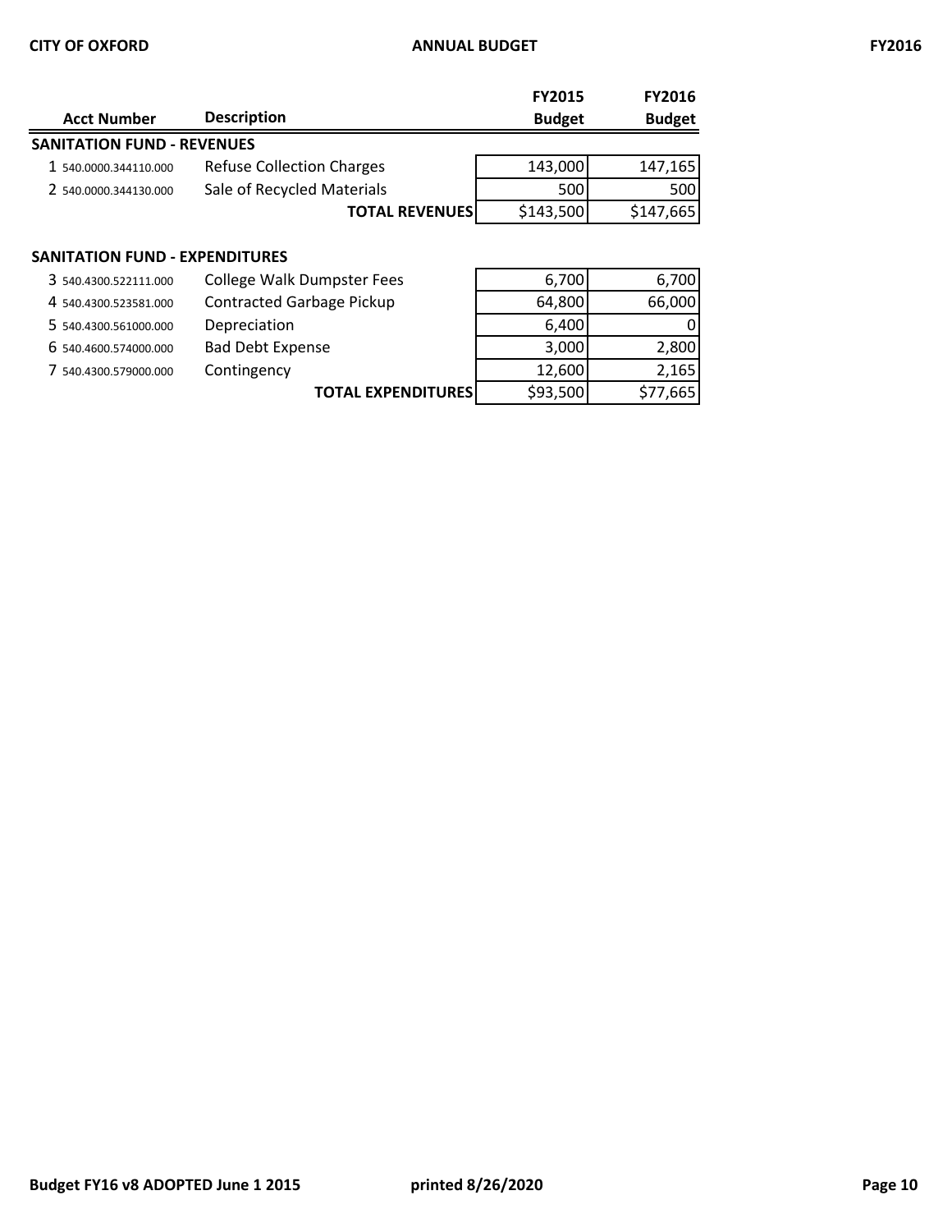| | Acct Number | Description | FY2015 Budget | FY2016 Budget |
|---|---|---|---|---|
| **SANITATION FUND - REVENUES** | | | | |
| 1 | 540.0000.344110.000 | Refuse Collection Charges | 143,000 | 147,165 |
| 2 | 540.0000.344130.000 | Sale of Recycled Materials | 500 | 500 |
| | | **TOTAL REVENUES** | $143,500 | $147,665 |

| | Acct Number | Description | FY2015 Budget | FY2016 Budget |
|---|---|---|---|---|
| **SANITATION FUND - EXPENDITURES** | | | | |
| 3 | 540.4300.522111.000 | College Walk Dumpster Fees | 6,700 | 6,700 |
| 4 | 540.4300.523581.000 | Contracted Garbage Pickup | 64,800 | 66,000 |
| 5 | 540.4300.561000.000 | Depreciation | 6,400 | 0 |
| 6 | 540.4600.574000.000 | Bad Debt Expense | 3,000 | 2,800 |
| 7 | 540.4300.579000.000 | Contingency | 12,600 | 2,165 |
| | | **TOTAL EXPENDITURES** | $93,500 | $77,665 |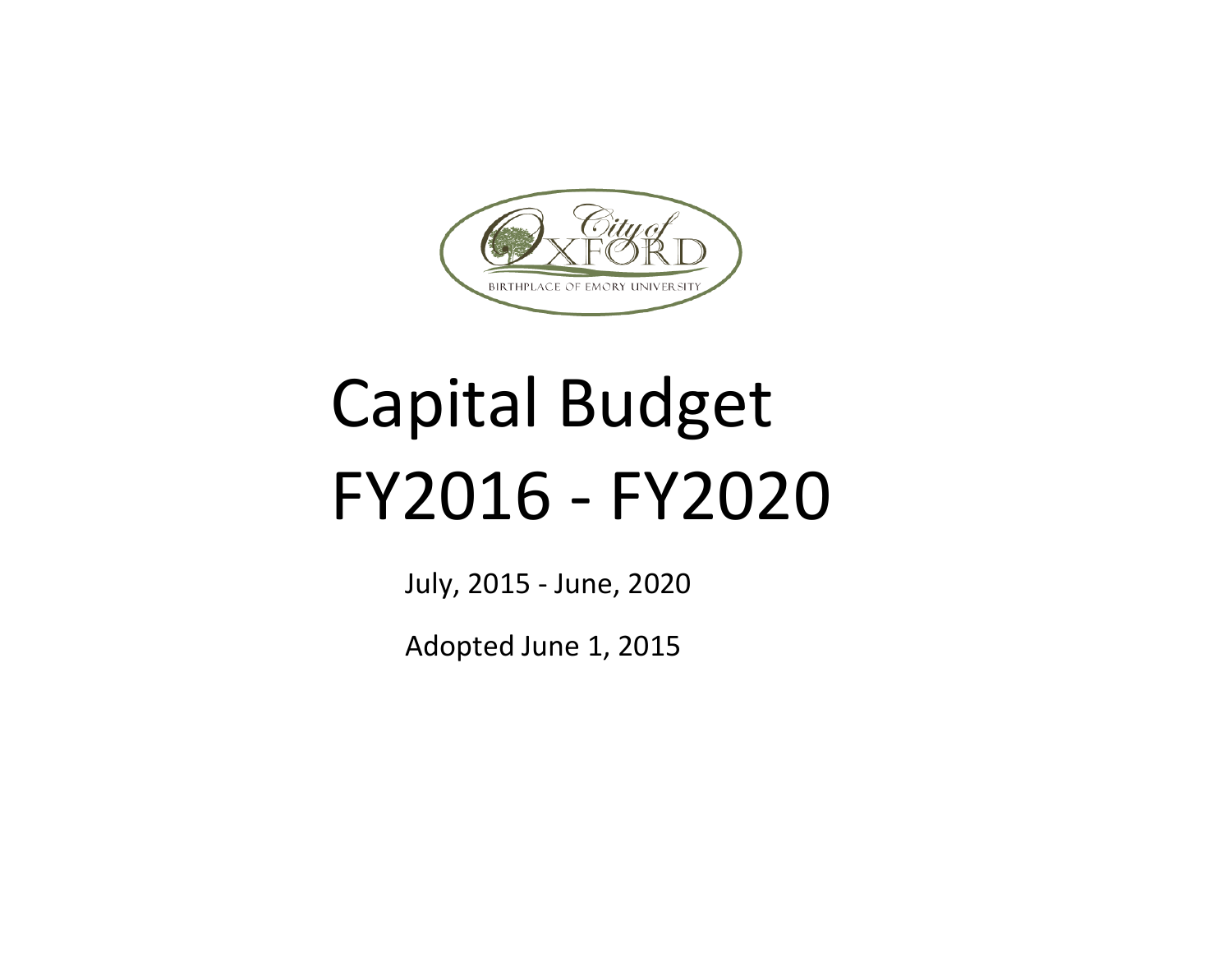City of OXFORD

BIRTHPLACE OF EMORY UNIVERSITY

# Capital Budget FY2016 - FY2020

July, 2015 - June, 2020

Adopted June 1, 2015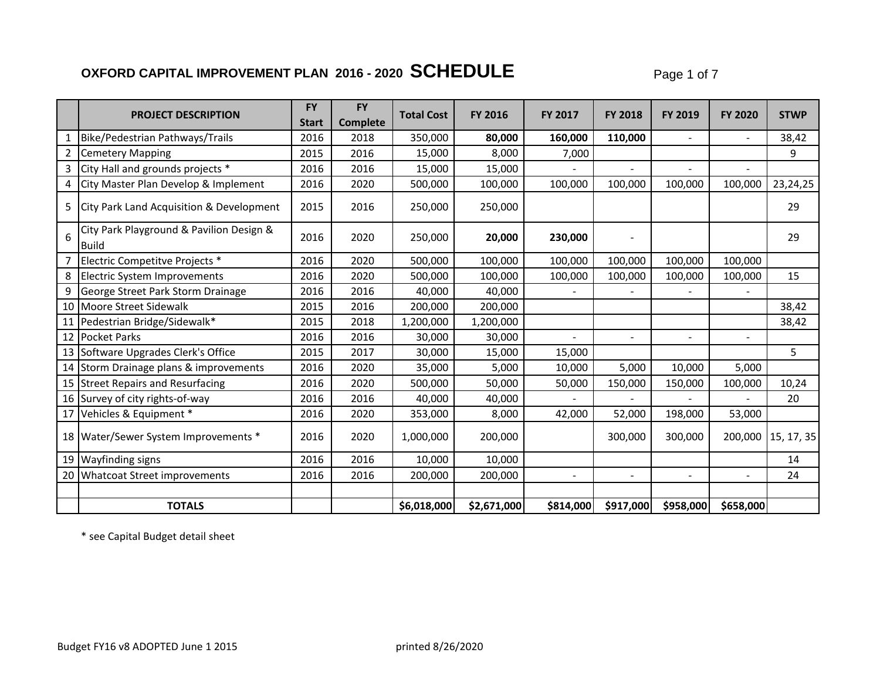# OXFORD CAPITAL IMPROVEMENT PLAN 2016 - 2020 SCHEDULE

| | PROJECT DESCRIPTION | FY Start | FY Complete | Total Cost | FY 2016 | FY 2017 | FY 2018 | FY 2019 | FY 2020 | STWP |
|---|---|---|---|---|---|---|---|---|---|---|
| 1 | Bike/Pedestrian Pathways/Trails | 2016 | 2018 | 350,000 | **80,000** | **160,000** | **110,000** | - | - | 38,42 |
| 2 | Cemetery Mapping | 2015 | 2016 | 15,000 | 8,000 | 7,000 | | | | 9 |
| 3 | City Hall and grounds projects * | 2016 | 2016 | 15,000 | 15,000 | - | - | - | - | |
| 4 | City Master Plan Develop & Implement | 2016 | 2020 | 500,000 | 100,000 | 100,000 | 100,000 | 100,000 | 100,000 | 23,24,25 |
| 5 | City Park Land Acquisition & Development | 2015 | 2016 | 250,000 | 250,000 | | | | | 29 |
| 6 | City Park Playground & Pavilion Design & Build | 2016 | 2020 | 250,000 | **20,000** | **230,000** | - | | | 29 |
| 7 | Electric Competitve Projects * | 2016 | 2020 | 500,000 | 100,000 | 100,000 | 100,000 | 100,000 | 100,000 | |
| 8 | Electric System Improvements | 2016 | 2020 | 500,000 | 100,000 | 100,000 | 100,000 | 100,000 | 100,000 | 15 |
| 9 | George Street Park Storm Drainage | 2016 | 2016 | 40,000 | 40,000 | - | - | - | - | |
| 10 | Moore Street Sidewalk | 2015 | 2016 | 200,000 | 200,000 | | | | | 38,42 |
| 11 | Pedestrian Bridge/Sidewalk* | 2015 | 2018 | 1,200,000 | 1,200,000 | | | | | 38,42 |
| 12 | Pocket Parks | 2016 | 2016 | 30,000 | 30,000 | - | - | - | - | |
| 13 | Software Upgrades Clerk's Office | 2015 | 2017 | 30,000 | 15,000 | 15,000 | | | | 5 |
| 14 | Storm Drainage plans & improvements | 2016 | 2020 | 35,000 | 5,000 | 10,000 | 5,000 | 10,000 | 5,000 | |
| 15 | Street Repairs and Resurfacing | 2016 | 2020 | 500,000 | 50,000 | 50,000 | 150,000 | 150,000 | 100,000 | 10,24 |
| 16 | Survey of city rights-of-way | 2016 | 2016 | 40,000 | 40,000 | - | - | - | - | 20 |
| 17 | Vehicles & Equipment * | 2016 | 2020 | 353,000 | 8,000 | 42,000 | 52,000 | 198,000 | 53,000 | |
| 18 | Water/Sewer System Improvements * | 2016 | 2020 | 1,000,000 | 200,000 | | 300,000 | 300,000 | 200,000 | 15, 17, 35 |
| 19 | Wayfinding signs | 2016 | 2016 | 10,000 | 10,000 | | | | | 14 |
| 20 | Whatcoat Street improvements | 2016 | 2016 | 200,000 | 200,000 | - | - | - | - | 24 |
| | | | | | | | | | | |
| | **TOTALS** | | | **$6,018,000** | **$2,671,000** | **$814,000** | **$917,000** | **$958,000** | **$658,000** | |

* see Capital Budget detail sheet

Budget FY16 v8 ADOPTED June 1 2015 printed 8/26/2020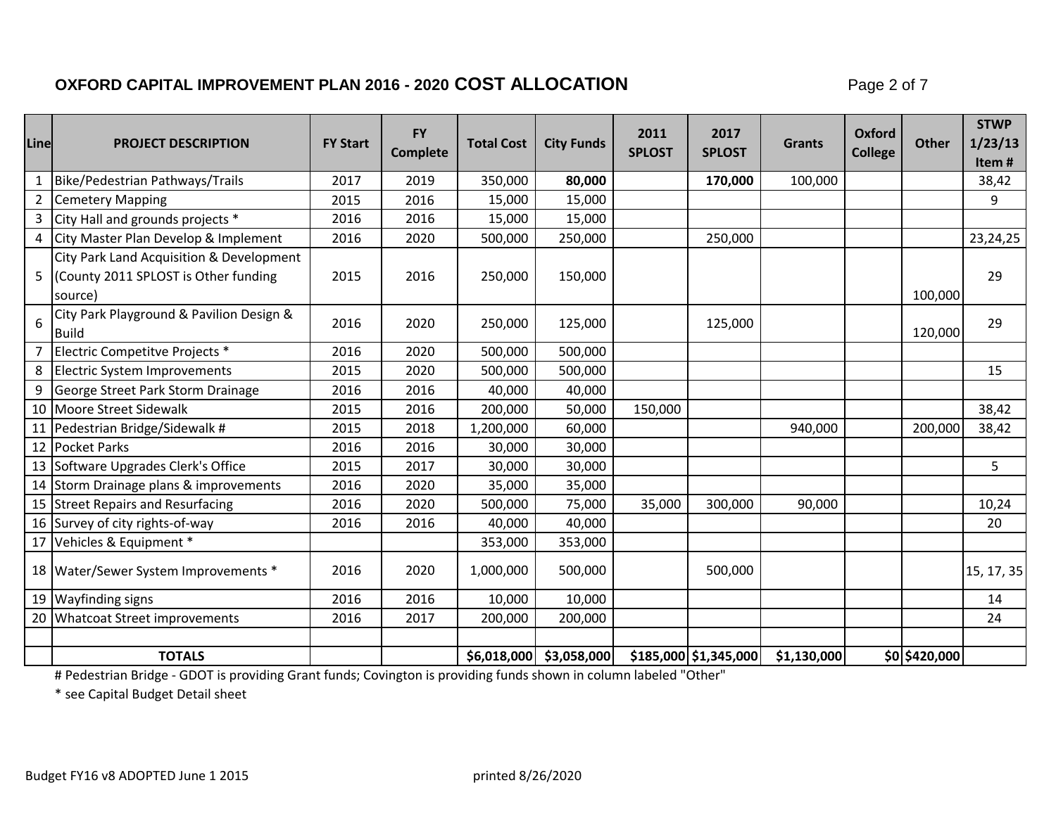# OXFORD CAPITAL IMPROVEMENT PLAN 2016 - 2020 COST ALLOCATION

| Line | PROJECT DESCRIPTION | FY Start | FY Complete | Total Cost | City Funds | 2011 SPLOST | 2017 SPLOST | Grants | Oxford College | Other | STWP 1/23/13 Item # |
|---|---|---|---|---|---|---|---|---|---|---|---|
| 1 | Bike/Pedestrian Pathways/Trails | 2017 | 2019 | 350,000 | **80,000** | | **170,000** | 100,000 | | | 38,42 |
| 2 | Cemetery Mapping | 2015 | 2016 | 15,000 | 15,000 | | | | | | 9 |
| 3 | City Hall and grounds projects * | 2016 | 2016 | 15,000 | 15,000 | | | | | | |
| 4 | City Master Plan Develop & Implement | 2016 | 2020 | 500,000 | 250,000 | | 250,000 | | | | 23,24,25 |
| 5 | City Park Land Acquisition & Development (County 2011 SPLOST is Other funding source) | 2015 | 2016 | 250,000 | 150,000 | | | | | 100,000 | 29 |
| 6 | City Park Playground & Pavilion Design & Build | 2016 | 2020 | 250,000 | 125,000 | | 125,000 | | | 120,000 | 29 |
| 7 | Electric Competitve Projects * | 2016 | 2020 | 500,000 | 500,000 | | | | | | |
| 8 | Electric System Improvements | 2015 | 2020 | 500,000 | 500,000 | | | | | | 15 |
| 9 | George Street Park Storm Drainage | 2016 | 2016 | 40,000 | 40,000 | | | | | | |
| 10 | Moore Street Sidewalk | 2015 | 2016 | 200,000 | 50,000 | 150,000 | | | | | 38,42 |
| 11 | Pedestrian Bridge/Sidewalk # | 2015 | 2018 | 1,200,000 | 60,000 | | | 940,000 | | 200,000 | 38,42 |
| 12 | Pocket Parks | 2016 | 2016 | 30,000 | 30,000 | | | | | | |
| 13 | Software Upgrades Clerk's Office | 2015 | 2017 | 30,000 | 30,000 | | | | | | 5 |
| 14 | Storm Drainage plans & improvements | 2016 | 2020 | 35,000 | 35,000 | | | | | | |
| 15 | Street Repairs and Resurfacing | 2016 | 2020 | 500,000 | 75,000 | 35,000 | 300,000 | 90,000 | | | 10,24 |
| 16 | Survey of city rights-of-way | 2016 | 2016 | 40,000 | 40,000 | | | | | | 20 |
| 17 | Vehicles & Equipment * | | | 353,000 | 353,000 | | | | | | |
| 18 | Water/Sewer System Improvements * | 2016 | 2020 | 1,000,000 | 500,000 | | 500,000 | | | | 15, 17, 35 |
| 19 | Wayfinding signs | 2016 | 2016 | 10,000 | 10,000 | | | | | | 14 |
| 20 | Whatcoat Street improvements | 2016 | 2017 | 200,000 | 200,000 | | | | | | 24 |
| | | | | | | | | | | | |
| | **TOTALS** | | | **$6,018,000** | **$3,058,000** | **$185,000** | **$1,345,000** | **$1,130,000** | **$0** | **$420,000** | |

# Pedestrian Bridge - GDOT is providing Grant funds; Covington is providing funds shown in column labeled "Other"

* see Capital Budget Detail sheet

Budget FY16 v8 ADOPTED June 1 2015 printed 8/26/2020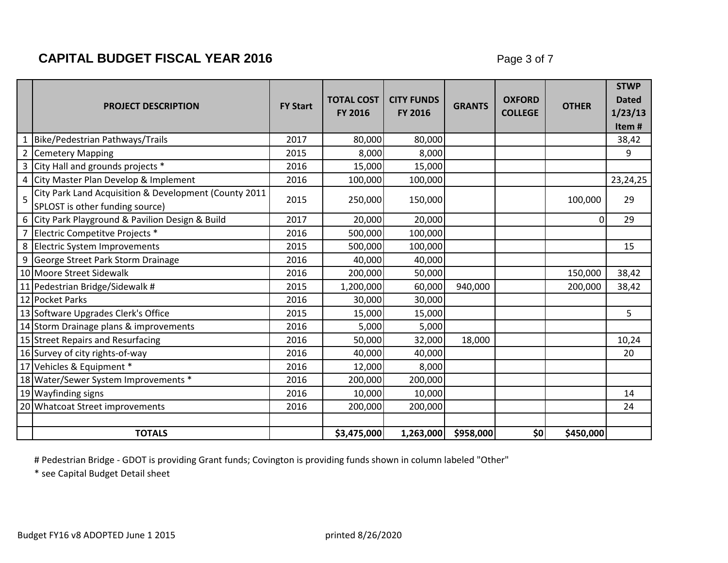## CAPITAL BUDGET FISCAL YEAR 2016

| | PROJECT DESCRIPTION | FY Start | TOTAL COST FY 2016 | CITY FUNDS FY 2016 | GRANTS | OXFORD COLLEGE | OTHER | STWP Dated 1/23/13 Item # |
|---|---|---|---|---|---|---|---|---|
| 1 | Bike/Pedestrian Pathways/Trails | 2017 | 80,000 | 80,000 | | | | 38,42 |
| 2 | Cemetery Mapping | 2015 | 8,000 | 8,000 | | | | 9 |
| 3 | City Hall and grounds projects * | 2016 | 15,000 | 15,000 | | | | |
| 4 | City Master Plan Develop & Implement | 2016 | 100,000 | 100,000 | | | | 23,24,25 |
| 5 | City Park Land Acquisition & Development (County 2011 SPLOST is other funding source) | 2015 | 250,000 | 150,000 | | | 100,000 | 29 |
| 6 | City Park Playground & Pavilion Design & Build | 2017 | 20,000 | 20,000 | | | 0 | 29 |
| 7 | Electric Competitve Projects * | 2016 | 500,000 | 100,000 | | | | |
| 8 | Electric System Improvements | 2015 | 500,000 | 100,000 | | | | 15 |
| 9 | George Street Park Storm Drainage | 2016 | 40,000 | 40,000 | | | | |
| 10 | Moore Street Sidewalk | 2016 | 200,000 | 50,000 | | | 150,000 | 38,42 |
| 11 | Pedestrian Bridge/Sidewalk # | 2015 | 1,200,000 | 60,000 | 940,000 | | 200,000 | 38,42 |
| 12 | Pocket Parks | 2016 | 30,000 | 30,000 | | | | |
| 13 | Software Upgrades Clerk's Office | 2015 | 15,000 | 15,000 | | | | 5 |
| 14 | Storm Drainage plans & improvements | 2016 | 5,000 | 5,000 | | | | |
| 15 | Street Repairs and Resurfacing | 2016 | 50,000 | 32,000 | 18,000 | | | 10,24 |
| 16 | Survey of city rights-of-way | 2016 | 40,000 | 40,000 | | | | 20 |
| 17 | Vehicles & Equipment * | 2016 | 12,000 | 8,000 | | | | |
| 18 | Water/Sewer System Improvements * | 2016 | 200,000 | 200,000 | | | | |
| 19 | Wayfinding signs | 2016 | 10,000 | 10,000 | | | | 14 |
| 20 | Whatcoat Street improvements | 2016 | 200,000 | 200,000 | | | | 24 |
| | | | | | | | | |
| | **TOTALS** | | **$3,475,000** | **1,263,000** | **$958,000** | **$0** | **$450,000** | |

# Pedestrian Bridge - GDOT is providing Grant funds; Covington is providing funds shown in column labeled "Other"

* see Capital Budget Detail sheet

Budget FY16 v8 ADOPTED June 1 2015 printed 8/26/2020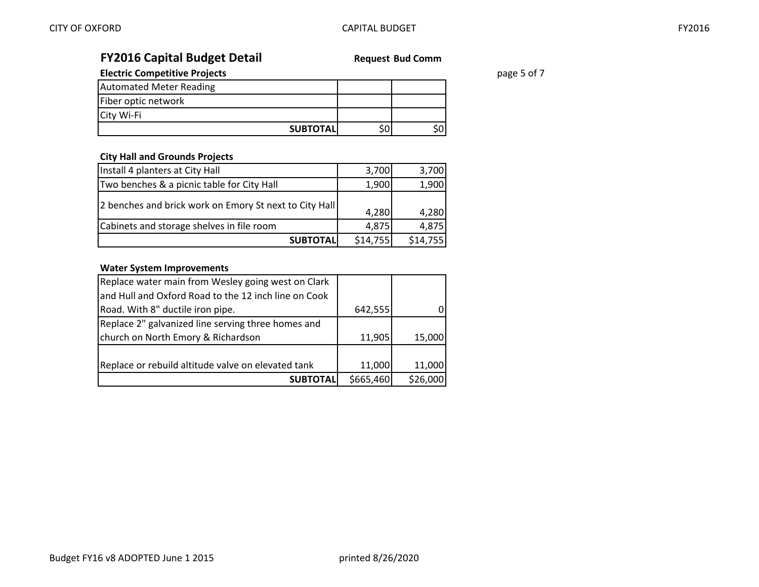## FY2016 Capital Budget Detail

### Electric Competitive Projects

| Electric Competitive Projects | Request | Bud Comm |
|---|---|---|
| Automated Meter Reading | | |
| Fiber optic network | | |
| City Wi-Fi | | |
| **SUBTOTAL** | $0 | $0 |

### City Hall and Grounds Projects

| City Hall and Grounds Projects | Request | Bud Comm |
|---|---|---|
| Install 4 planters at City Hall | 3,700 | 3,700 |
| Two benches & a picnic table for City Hall | 1,900 | 1,900 |
| 2 benches and brick work on Emory St next to City Hall | 4,280 | 4,280 |
| Cabinets and storage shelves in file room | 4,875 | 4,875 |
| **SUBTOTAL** | $14,755 | $14,755 |

### Water System Improvements

| Water System Improvements | Request | Bud Comm |
|---|---|---|
| Replace water main from Wesley going west on Clark and Hull and Oxford Road to the 12 inch line on Cook Road. With 8" ductile iron pipe. | 642,555 | 0 |
| Replace 2" galvanized line serving three homes and church on North Emory & Richardson | 11,905 | 15,000 |
| Replace or rebuild altitude valve on elevated tank | 11,000 | 11,000 |
| **SUBTOTAL** | $665,460 | $26,000 |

Budget FY16 v8 ADOPTED June 1 2015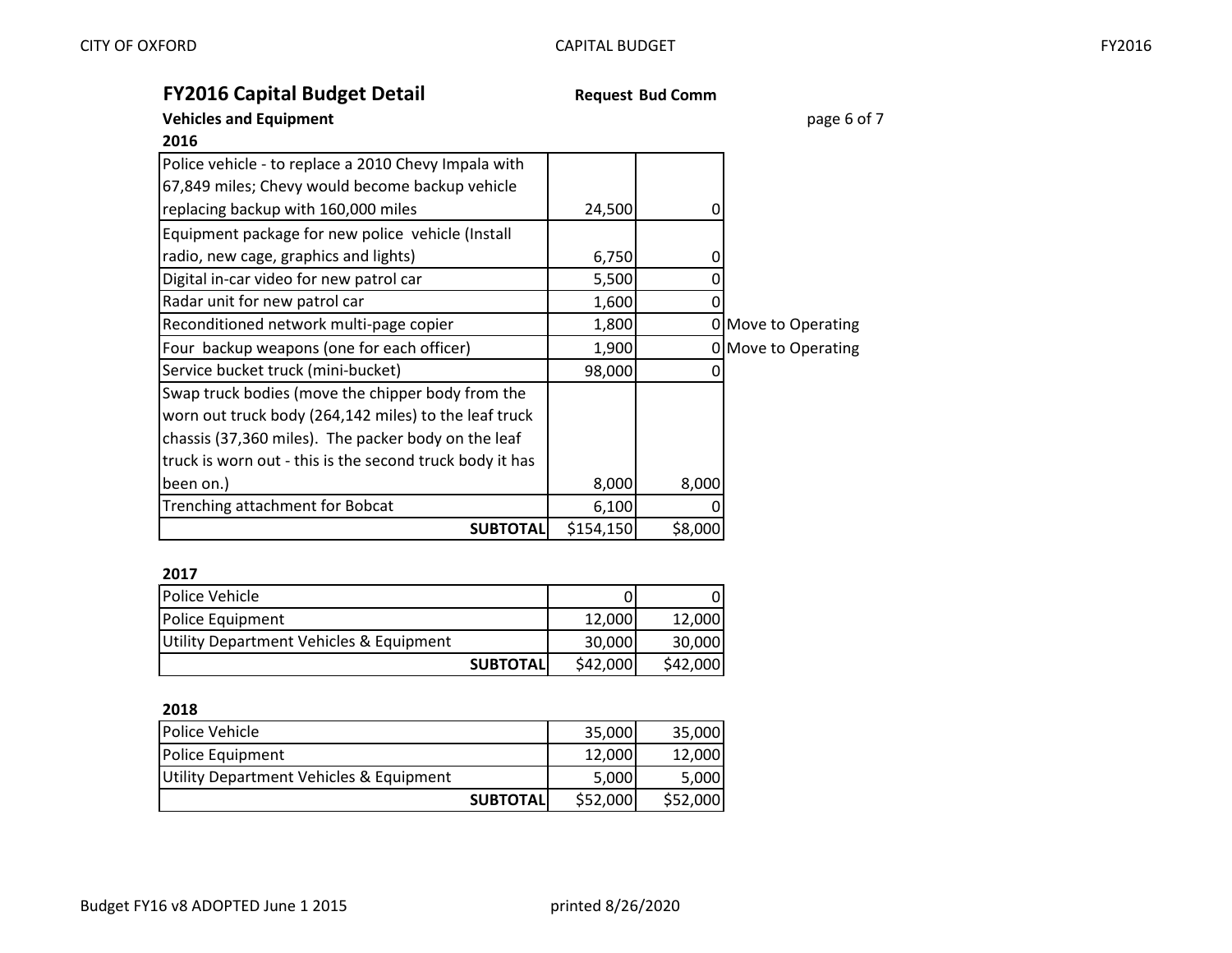## FY2016 Capital Budget Detail

**Vehicles and Equipment**

page 6 of 7

**2016**

| | Request | Bud Comm | |
|---|---|---|---|
| Police vehicle - to replace a 2010 Chevy Impala with 67,849 miles; Chevy would become backup vehicle replacing backup with 160,000 miles | 24,500 | 0 | |
| Equipment package for new police vehicle (Install radio, new cage, graphics and lights) | 6,750 | 0 | |
| Digital in-car video for new patrol car | 5,500 | 0 | |
| Radar unit for new patrol car | 1,600 | 0 | |
| Reconditioned network multi-page copier | 1,800 | 0 | Move to Operating |
| Four backup weapons (one for each officer) | 1,900 | 0 | Move to Operating |
| Service bucket truck (mini-bucket) | 98,000 | 0 | |
| Swap truck bodies (move the chipper body from the worn out truck body (264,142 miles) to the leaf truck chassis (37,360 miles). The packer body on the leaf truck is worn out - this is the second truck body it has been on.) | 8,000 | 8,000 | |
| Trenching attachment for Bobcat | 6,100 | 0 | |
| **SUBTOTAL** | $154,150 | $8,000 | |

**2017**

| | Request | Bud Comm |
|---|---|---|
| Police Vehicle | 0 | 0 |
| Police Equipment | 12,000 | 12,000 |
| Utility Department Vehicles & Equipment | 30,000 | 30,000 |
| **SUBTOTAL** | $42,000 | $42,000 |

**2018**

| | Request | Bud Comm |
|---|---|---|
| Police Vehicle | 35,000 | 35,000 |
| Police Equipment | 12,000 | 12,000 |
| Utility Department Vehicles & Equipment | 5,000 | 5,000 |
| **SUBTOTAL** | $52,000 | $52,000 |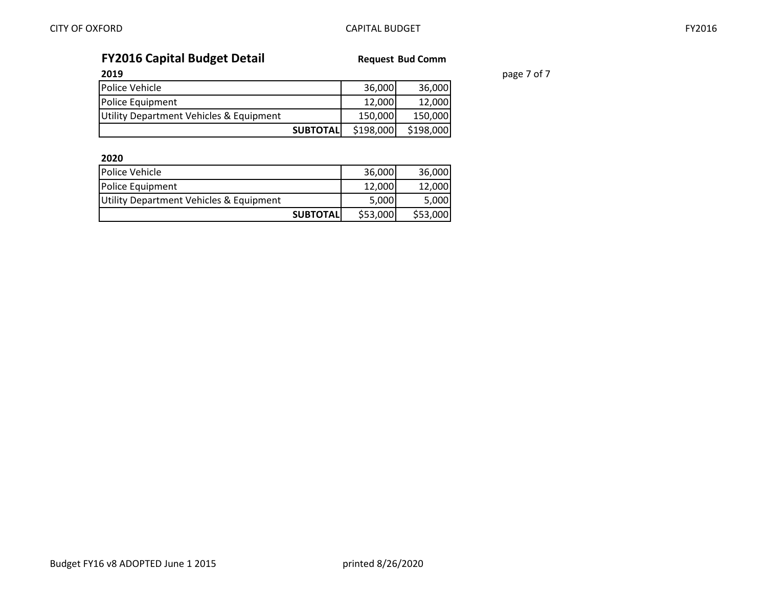## FY2016 Capital Budget Detail

**2019**

| | Request | Bud Comm |
|---|---|---|
| Police Vehicle | 36,000 | 36,000 |
| Police Equipment | 12,000 | 12,000 |
| Utility Department Vehicles & Equipment | 150,000 | 150,000 |
| **SUBTOTAL** | $198,000 | $198,000 |

**2020**

| | Request | Bud Comm |
|---|---|---|
| Police Vehicle | 36,000 | 36,000 |
| Police Equipment | 12,000 | 12,000 |
| Utility Department Vehicles & Equipment | 5,000 | 5,000 |
| **SUBTOTAL** | $53,000 | $53,000 |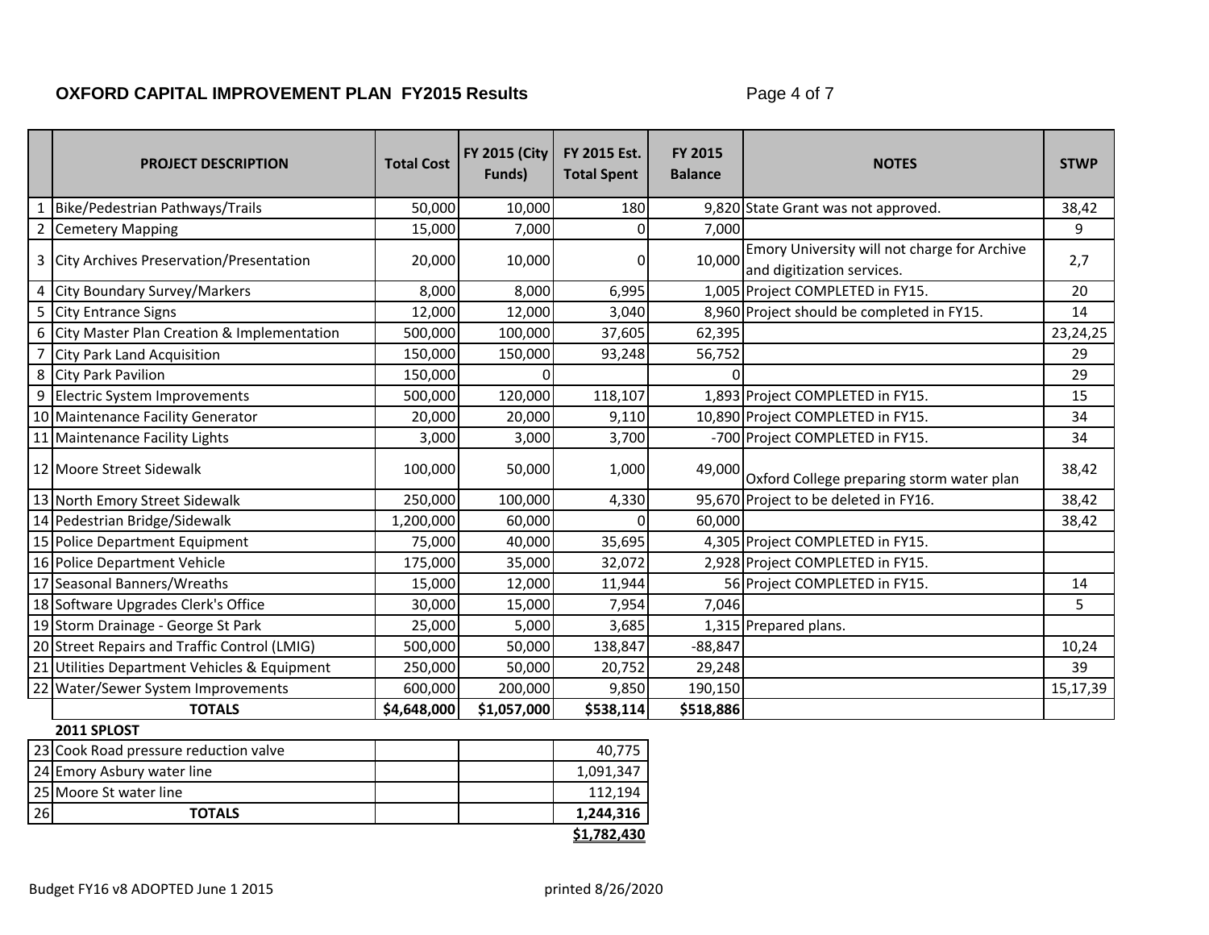## OXFORD CAPITAL IMPROVEMENT PLAN FY2015 Results

| | PROJECT DESCRIPTION | Total Cost | FY 2015 (City Funds) | FY 2015 Est. Total Spent | FY 2015 Balance | NOTES | STWP |
|---|---|---|---|---|---|---|---|
| 1 | Bike/Pedestrian Pathways/Trails | 50,000 | 10,000 | 180 | 9,820 | State Grant was not approved. | 38,42 |
| 2 | Cemetery Mapping | 15,000 | 7,000 | 0 | 7,000 | | 9 |
| 3 | City Archives Preservation/Presentation | 20,000 | 10,000 | 0 | 10,000 | Emory University will not charge for Archive and digitization services. | 2,7 |
| 4 | City Boundary Survey/Markers | 8,000 | 8,000 | 6,995 | 1,005 | Project COMPLETED in FY15. | 20 |
| 5 | City Entrance Signs | 12,000 | 12,000 | 3,040 | 8,960 | Project should be completed in FY15. | 14 |
| 6 | City Master Plan Creation & Implementation | 500,000 | 100,000 | 37,605 | 62,395 | | 23,24,25 |
| 7 | City Park Land Acquisition | 150,000 | 150,000 | 93,248 | 56,752 | | 29 |
| 8 | City Park Pavilion | 150,000 | 0 | | 0 | | 29 |
| 9 | Electric System Improvements | 500,000 | 120,000 | 118,107 | 1,893 | Project COMPLETED in FY15. | 15 |
| 10 | Maintenance Facility Generator | 20,000 | 20,000 | 9,110 | 10,890 | Project COMPLETED in FY15. | 34 |
| 11 | Maintenance Facility Lights | 3,000 | 3,000 | 3,700 | -700 | Project COMPLETED in FY15. | 34 |
| 12 | Moore Street Sidewalk | 100,000 | 50,000 | 1,000 | 49,000 | Oxford College preparing storm water plan | 38,42 |
| 13 | North Emory Street Sidewalk | 250,000 | 100,000 | 4,330 | 95,670 | Project to be deleted in FY16. | 38,42 |
| 14 | Pedestrian Bridge/Sidewalk | 1,200,000 | 60,000 | 0 | 60,000 | | 38,42 |
| 15 | Police Department Equipment | 75,000 | 40,000 | 35,695 | 4,305 | Project COMPLETED in FY15. | |
| 16 | Police Department Vehicle | 175,000 | 35,000 | 32,072 | 2,928 | Project COMPLETED in FY15. | |
| 17 | Seasonal Banners/Wreaths | 15,000 | 12,000 | 11,944 | 56 | Project COMPLETED in FY15. | 14 |
| 18 | Software Upgrades Clerk's Office | 30,000 | 15,000 | 7,954 | 7,046 | | 5 |
| 19 | Storm Drainage - George St Park | 25,000 | 5,000 | 3,685 | 1,315 | Prepared plans. | |
| 20 | Street Repairs and Traffic Control (LMIG) | 500,000 | 50,000 | 138,847 | -88,847 | | 10,24 |
| 21 | Utilities Department Vehicles & Equipment | 250,000 | 50,000 | 20,752 | 29,248 | | 39 |
| 22 | Water/Sewer System Improvements | 600,000 | 200,000 | 9,850 | 190,150 | | 15,17,39 |
| | **TOTALS** | **$4,648,000** | **$1,057,000** | **$538,114** | **$518,886** | | |
| | **2011 SPLOST** | | | | | | |
| 23 | Cook Road pressure reduction valve | | | 40,775 | | | |
| 24 | Emory Asbury water line | | | 1,091,347 | | | |
| 25 | Moore St water line | | | 112,194 | | | |
| 26 | **TOTALS** | | | **1,244,316** | | | |
| | | | | **$1,782,430** | | | |

Budget FY16 v8 ADOPTED June 1 2015

printed 8/26/2020